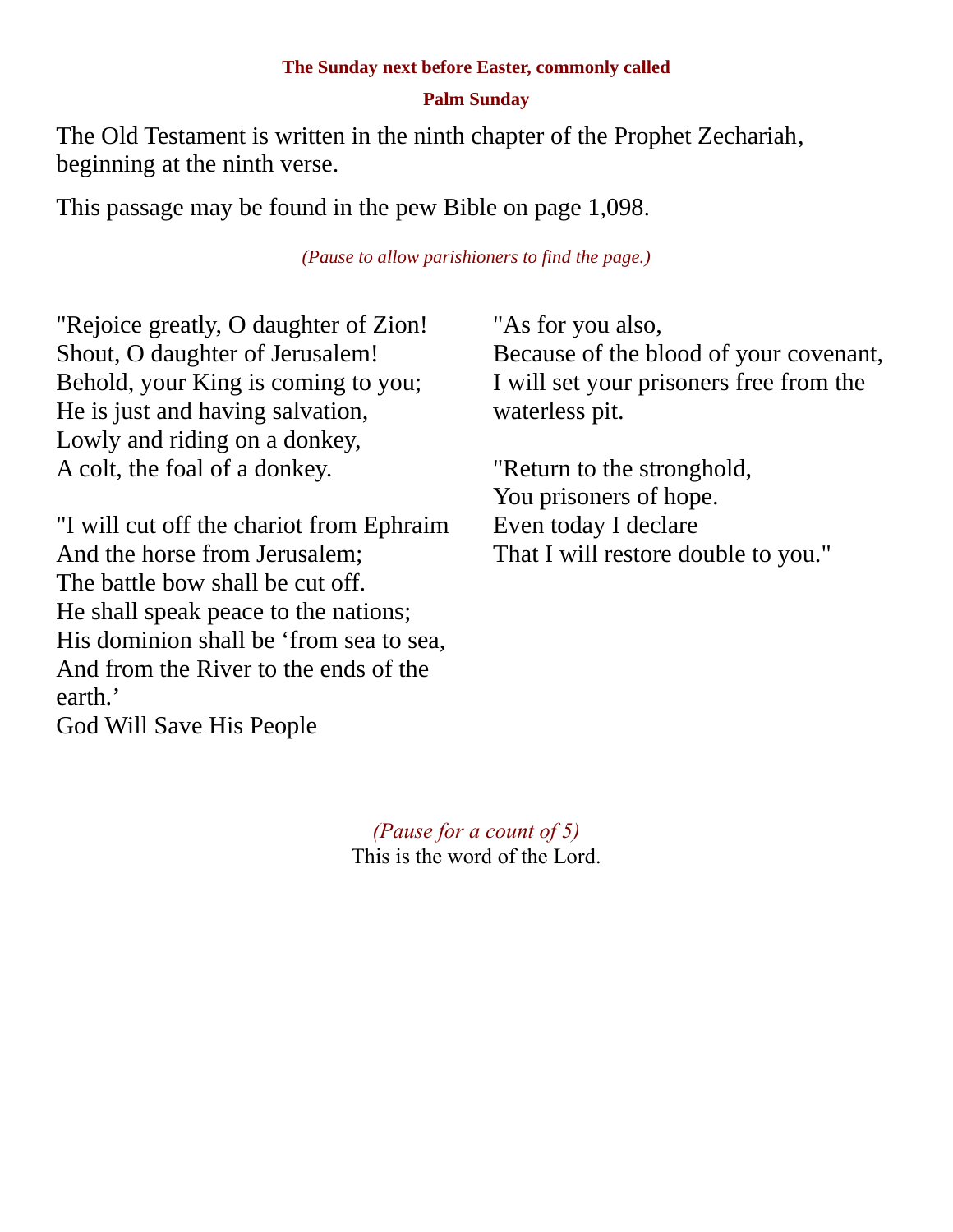**The Sunday next before Easter, commonly called**

**Palm Sunday**

The Old Testament is written in the ninth chapter of the Prophet Zechariah, beginning at the ninth verse.

This passage may be found in the pew Bible on page 1,098.

*(Pause to allow parishioners to find the page.)*

"Rejoice greatly, O daughter of Zion!
Shout, O daughter of Jerusalem!
Behold, your King is coming to you;
He is just and having salvation,
Lowly and riding on a donkey,
A colt, the foal of a donkey.

"I will cut off the chariot from Ephraim
And the horse from Jerusalem;
The battle bow shall be cut off.
He shall speak peace to the nations;
His dominion shall be 'from sea to sea,
And from the River to the ends of the earth.'
God Will Save His People

"As for you also,
Because of the blood of your covenant,
I will set your prisoners free from the waterless pit.

"Return to the stronghold,
You prisoners of hope.
Even today I declare
That I will restore double to you."

*(Pause for a count of 5)*

This is the word of the Lord.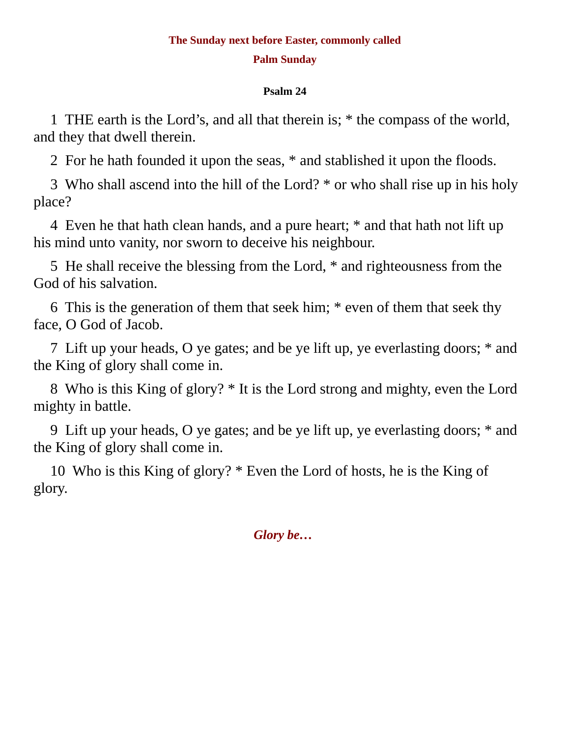**The Sunday next before Easter, commonly called**

**Palm Sunday**

**Psalm 24**

1 THE earth is the Lord’s, and all that therein is; * the compass of the world, and they that dwell therein.

2 For he hath founded it upon the seas, * and stablished it upon the floods.

3 Who shall ascend into the hill of the Lord? * or who shall rise up in his holy place?

4 Even he that hath clean hands, and a pure heart; * and that hath not lift up his mind unto vanity, nor sworn to deceive his neighbour.

5 He shall receive the blessing from the Lord, * and righteousness from the God of his salvation.

6 This is the generation of them that seek him; * even of them that seek thy face, O God of Jacob.

7 Lift up your heads, O ye gates; and be ye lift up, ye everlasting doors; * and the King of glory shall come in.

8 Who is this King of glory? * It is the Lord strong and mighty, even the Lord mighty in battle.

9 Lift up your heads, O ye gates; and be ye lift up, ye everlasting doors; * and the King of glory shall come in.

10 Who is this King of glory? * Even the Lord of hosts, he is the King of glory.

***Glory be…***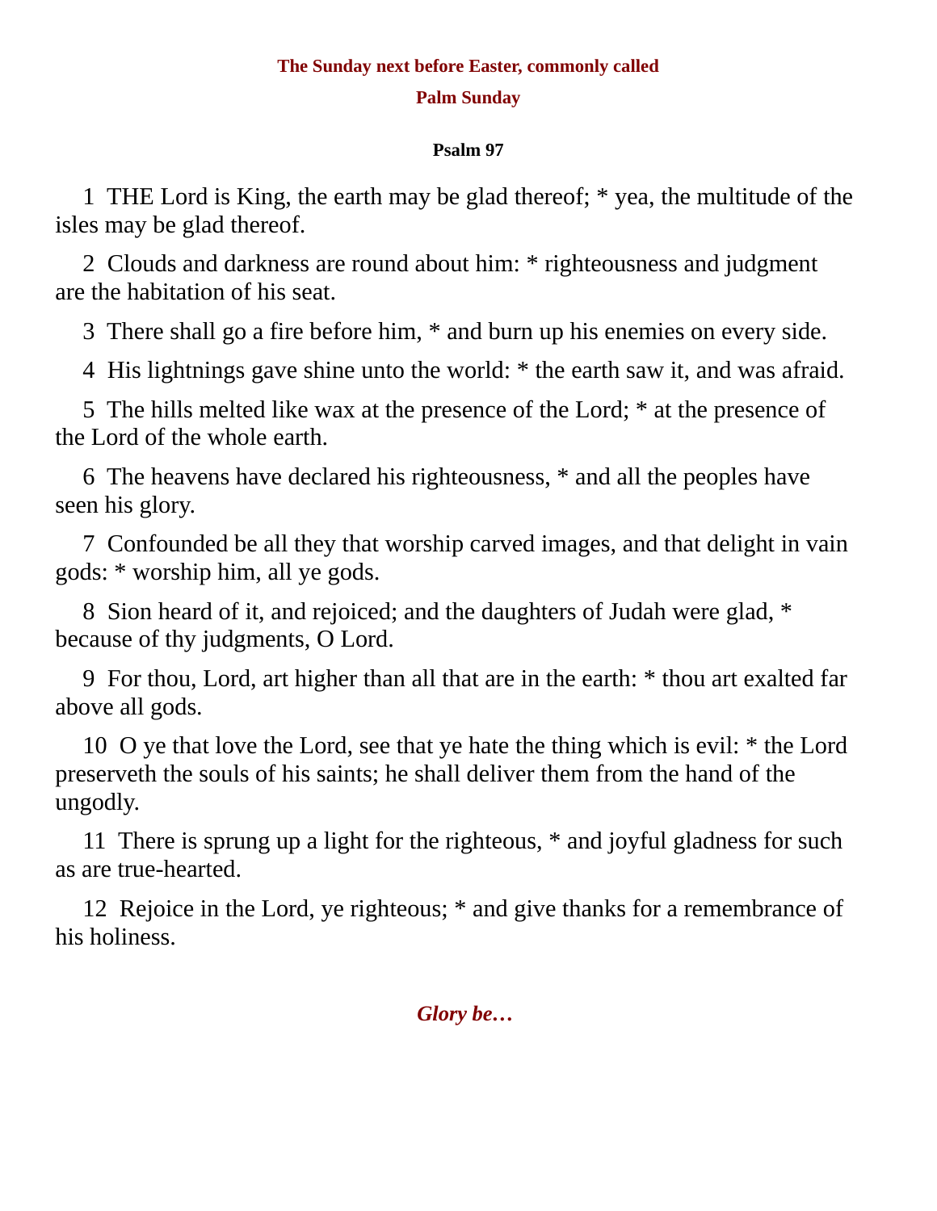**The Sunday next before Easter, commonly called**

**Palm Sunday**

**Psalm 97**

1 THE Lord is King, the earth may be glad thereof; * yea, the multitude of the isles may be glad thereof.

2 Clouds and darkness are round about him: * righteousness and judgment are the habitation of his seat.

3 There shall go a fire before him, * and burn up his enemies on every side.

4 His lightnings gave shine unto the world: * the earth saw it, and was afraid.

5 The hills melted like wax at the presence of the Lord; * at the presence of the Lord of the whole earth.

6 The heavens have declared his righteousness, * and all the peoples have seen his glory.

7 Confounded be all they that worship carved images, and that delight in vain gods: * worship him, all ye gods.

8 Sion heard of it, and rejoiced; and the daughters of Judah were glad, * because of thy judgments, O Lord.

9 For thou, Lord, art higher than all that are in the earth: * thou art exalted far above all gods.

10 O ye that love the Lord, see that ye hate the thing which is evil: * the Lord preserveth the souls of his saints; he shall deliver them from the hand of the ungodly.

11 There is sprung up a light for the righteous, * and joyful gladness for such as are true-hearted.

12 Rejoice in the Lord, ye righteous; * and give thanks for a remembrance of his holiness.

***Glory be…***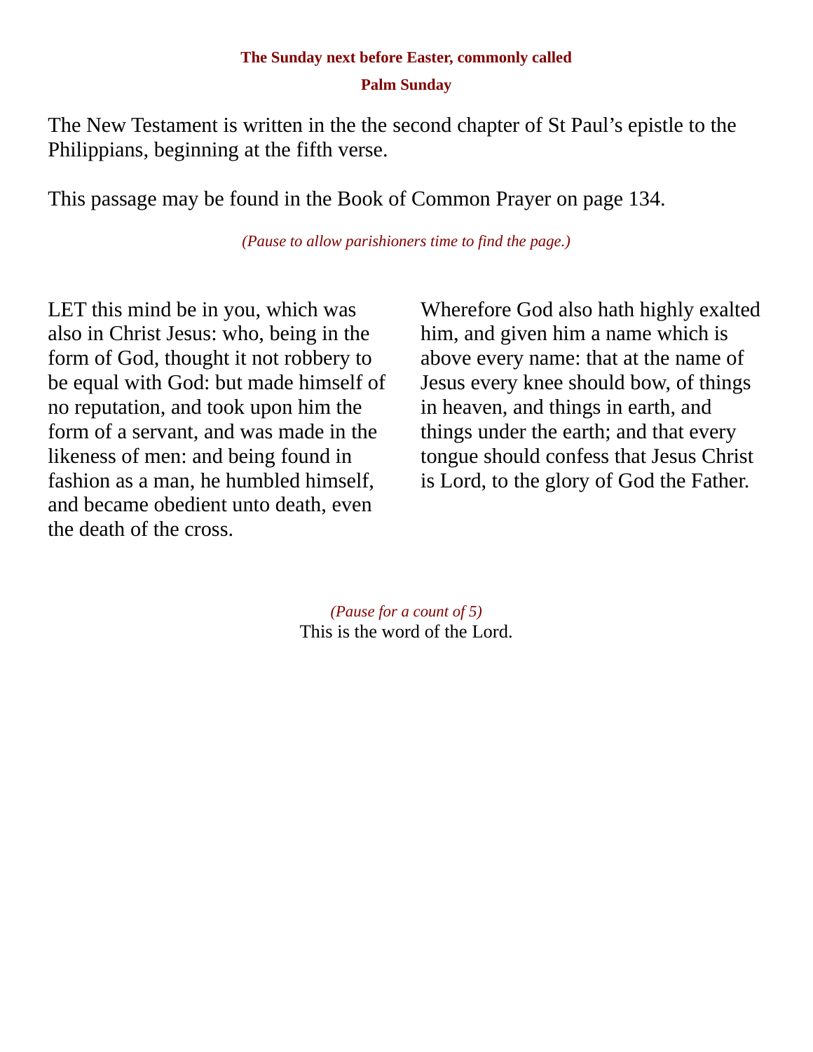**The Sunday next before Easter, commonly called**

**Palm Sunday**

The New Testament is written in the the second chapter of St Paul's epistle to the Philippians, beginning at the fifth verse.

This passage may be found in the Book of Common Prayer on page 134.

*(Pause to allow parishioners time to find the page.)*

LET this mind be in you, which was also in Christ Jesus: who, being in the form of God, thought it not robbery to be equal with God: but made himself of no reputation, and took upon him the form of a servant, and was made in the likeness of men: and being found in fashion as a man, he humbled himself, and became obedient unto death, even the death of the cross.

Wherefore God also hath highly exalted him, and given him a name which is above every name: that at the name of Jesus every knee should bow, of things in heaven, and things in earth, and things under the earth; and that every tongue should confess that Jesus Christ is Lord, to the glory of God the Father.

*(Pause for a count of 5)*

This is the word of the Lord.